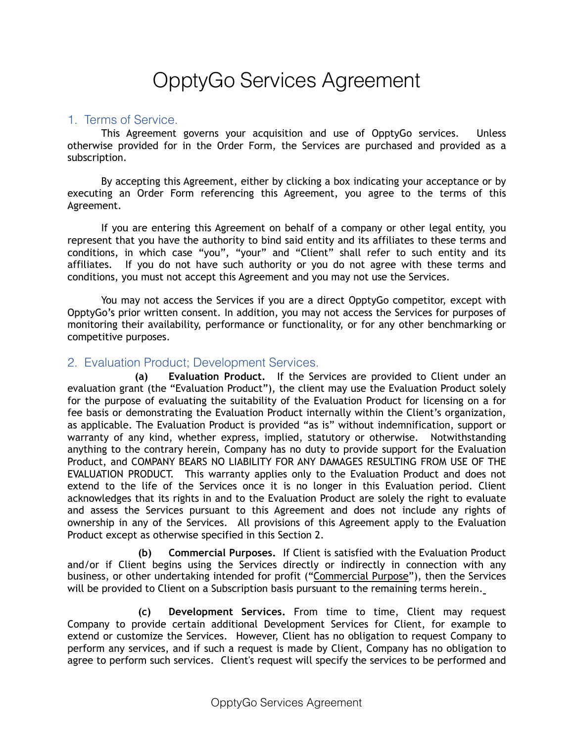# OpptyGo Services Agreement

## 1. Terms of Service.

This Agreement governs your acquisition and use of OpptyGo services. Unless otherwise provided for in the Order Form, the Services are purchased and provided as a subscription.

By accepting this Agreement, either by clicking a box indicating your acceptance or by executing an Order Form referencing this Agreement, you agree to the terms of this Agreement.

If you are entering this Agreement on behalf of a company or other legal entity, you represent that you have the authority to bind said entity and its affiliates to these terms and conditions, in which case "you", "your" and "Client" shall refer to such entity and its affiliates. If you do not have such authority or you do not agree with these terms and conditions, you must not accept this Agreement and you may not use the Services.

You may not access the Services if you are a direct OpptyGo competitor, except with OpptyGo's prior written consent. In addition, you may not access the Services for purposes of monitoring their availability, performance or functionality, or for any other benchmarking or competitive purposes.

## 2. Evaluation Product; Development Services.

**(a) Evaluation Product.** If the Services are provided to Client under an evaluation grant (the "Evaluation Product"), the client may use the Evaluation Product solely for the purpose of evaluating the suitability of the Evaluation Product for licensing on a for fee basis or demonstrating the Evaluation Product internally within the Client's organization, as applicable. The Evaluation Product is provided "as is" without indemnification, support or warranty of any kind, whether express, implied, statutory or otherwise. Notwithstanding anything to the contrary herein, Company has no duty to provide support for the Evaluation Product, and COMPANY BEARS NO LIABILITY FOR ANY DAMAGES RESULTING FROM USE OF THE EVALUATION PRODUCT. This warranty applies only to the Evaluation Product and does not extend to the life of the Services once it is no longer in this Evaluation period. Client acknowledges that its rights in and to the Evaluation Product are solely the right to evaluate and assess the Services pursuant to this Agreement and does not include any rights of ownership in any of the Services. All provisions of this Agreement apply to the Evaluation Product except as otherwise specified in this Section 2.

**(b) Commercial Purposes.** If Client is satisfied with the Evaluation Product and/or if Client begins using the Services directly or indirectly in connection with any business, or other undertaking intended for profit ("Commercial Purpose"), then the Services will be provided to Client on a Subscription basis pursuant to the remaining terms herein.

**(c) Development Services.** From time to time, Client may request Company to provide certain additional Development Services for Client, for example to extend or customize the Services. However, Client has no obligation to request Company to perform any services, and if such a request is made by Client, Company has no obligation to agree to perform such services. Client's request will specify the services to be performed and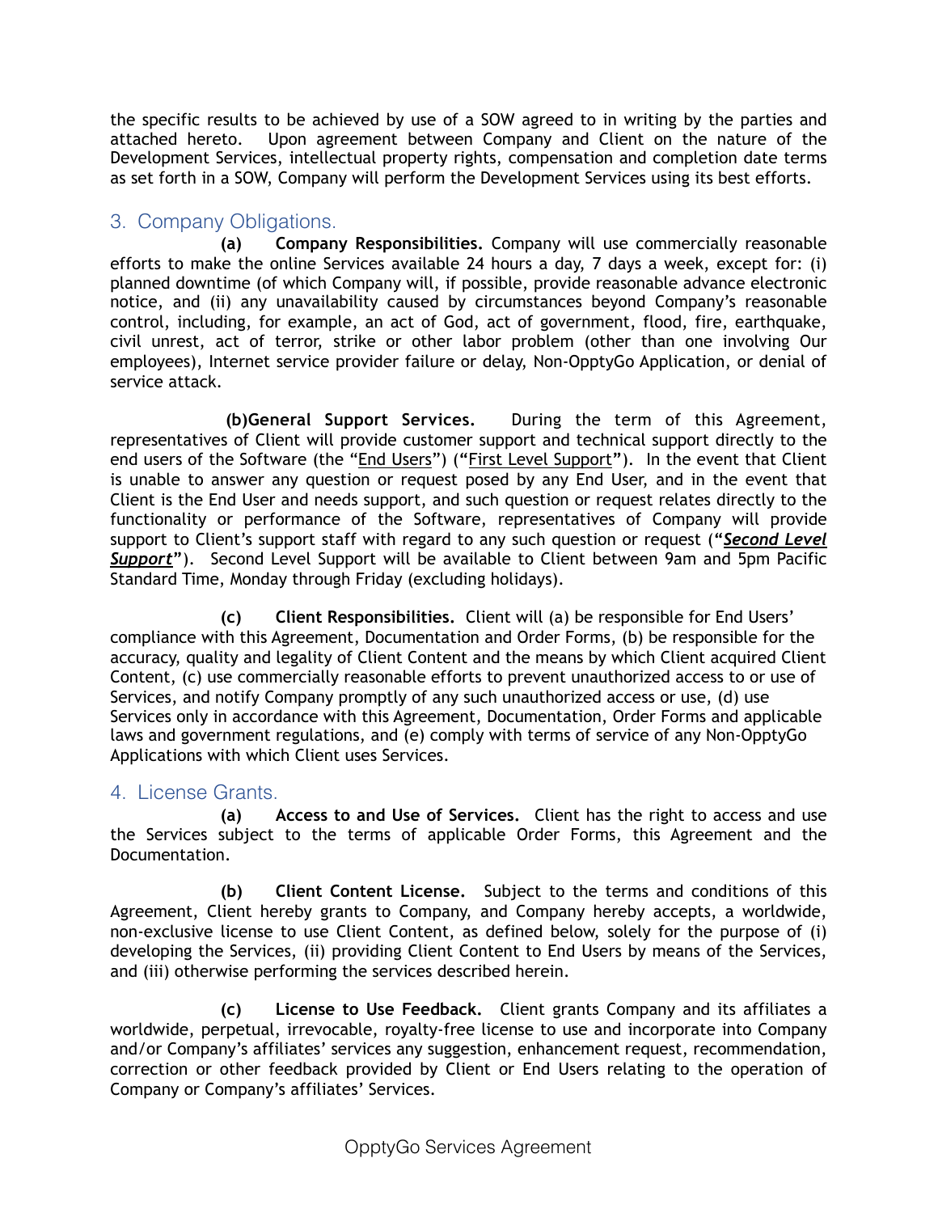the specific results to be achieved by use of a SOW agreed to in writing by the parties and attached hereto. Upon agreement between Company and Client on the nature of the Development Services, intellectual property rights, compensation and completion date terms as set forth in a SOW, Company will perform the Development Services using its best efforts.

## 3. Company Obligations.

**(a) Company Responsibilities.** Company will use commercially reasonable efforts to make the online Services available 24 hours a day, 7 days a week, except for: (i) planned downtime (of which Company will, if possible, provide reasonable advance electronic notice, and (ii) any unavailability caused by circumstances beyond Company's reasonable control, including, for example, an act of God, act of government, flood, fire, earthquake, civil unrest, act of terror, strike or other labor problem (other than one involving Our employees), Internet service provider failure or delay, Non-OpptyGo Application, or denial of service attack.

**(b)General Support Services.** During the term of this Agreement, representatives of Client will provide customer support and technical support directly to the end users of the Software (the "<u>End Users</u>") (**"**<u>First Level Support</u>**"**). In the event that Client is unable to answer any question or request posed by any End User, and in the event that Client is the End User and needs support, and such question or request relates directly to the functionality or performance of the Software, representatives of Company will provide support to Client's support staff with regard to any such question or request (**"*<u>Second Level Support</u>*"**). Second Level Support will be available to Client between 9am and 5pm Pacific Standard Time, Monday through Friday (excluding holidays).

**(c) Client Responsibilities.** Client will (a) be responsible for End Users' compliance with this Agreement, Documentation and Order Forms, (b) be responsible for the accuracy, quality and legality of Client Content and the means by which Client acquired Client Content, (c) use commercially reasonable efforts to prevent unauthorized access to or use of Services, and notify Company promptly of any such unauthorized access or use, (d) use Services only in accordance with this Agreement, Documentation, Order Forms and applicable laws and government regulations, and (e) comply with terms of service of any Non-OpptyGo Applications with which Client uses Services.

## 4. License Grants.

**(a) Access to and Use of Services.** Client has the right to access and use the Services subject to the terms of applicable Order Forms, this Agreement and the Documentation.

**(b) Client Content License.** Subject to the terms and conditions of this Agreement, Client hereby grants to Company, and Company hereby accepts, a worldwide, non-exclusive license to use Client Content, as defined below, solely for the purpose of (i) developing the Services, (ii) providing Client Content to End Users by means of the Services, and (iii) otherwise performing the services described herein.

**(c) License to Use Feedback.** Client grants Company and its affiliates a worldwide, perpetual, irrevocable, royalty-free license to use and incorporate into Company and/or Company's affiliates' services any suggestion, enhancement request, recommendation, correction or other feedback provided by Client or End Users relating to the operation of Company or Company's affiliates' Services.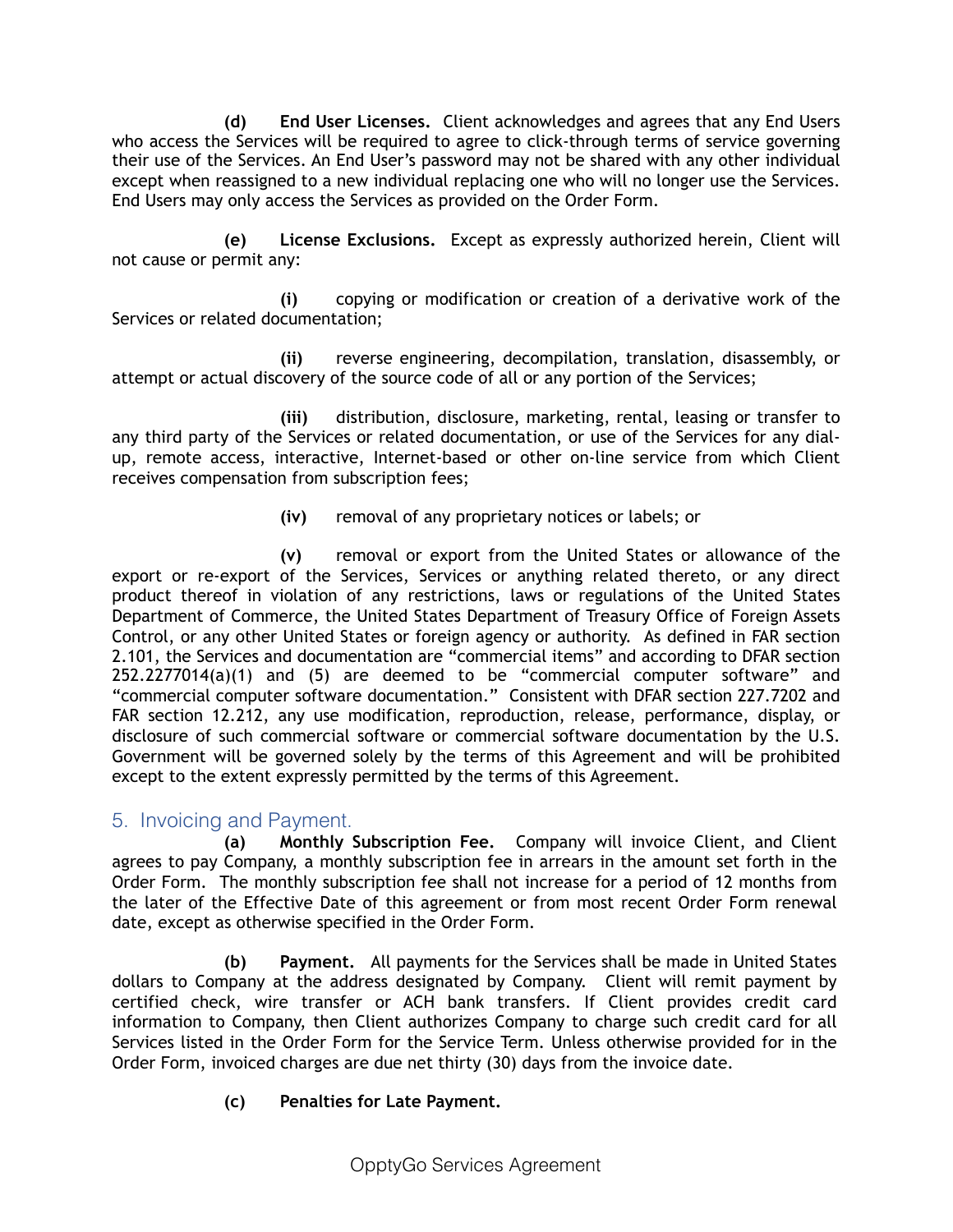**(d) End User Licenses.** Client acknowledges and agrees that any End Users who access the Services will be required to agree to click-through terms of service governing their use of the Services. An End User's password may not be shared with any other individual except when reassigned to a new individual replacing one who will no longer use the Services. End Users may only access the Services as provided on the Order Form.

**(e) License Exclusions.** Except as expressly authorized herein, Client will not cause or permit any:

**(i)** copying or modification or creation of a derivative work of the Services or related documentation;

**(ii)** reverse engineering, decompilation, translation, disassembly, or attempt or actual discovery of the source code of all or any portion of the Services;

**(iii)** distribution, disclosure, marketing, rental, leasing or transfer to any third party of the Services or related documentation, or use of the Services for any dial-up, remote access, interactive, Internet-based or other on-line service from which Client receives compensation from subscription fees;

**(iv)** removal of any proprietary notices or labels; or

**(v)** removal or export from the United States or allowance of the export or re-export of the Services, Services or anything related thereto, or any direct product thereof in violation of any restrictions, laws or regulations of the United States Department of Commerce, the United States Department of Treasury Office of Foreign Assets Control, or any other United States or foreign agency or authority. As defined in FAR section 2.101, the Services and documentation are "commercial items" and according to DFAR section 252.2277014(a)(1) and (5) are deemed to be "commercial computer software" and "commercial computer software documentation." Consistent with DFAR section 227.7202 and FAR section 12.212, any use modification, reproduction, release, performance, display, or disclosure of such commercial software or commercial software documentation by the U.S. Government will be governed solely by the terms of this Agreement and will be prohibited except to the extent expressly permitted by the terms of this Agreement.

## 5. Invoicing and Payment.

**(a) Monthly Subscription Fee.** Company will invoice Client, and Client agrees to pay Company, a monthly subscription fee in arrears in the amount set forth in the Order Form. The monthly subscription fee shall not increase for a period of 12 months from the later of the Effective Date of this agreement or from most recent Order Form renewal date, except as otherwise specified in the Order Form.

**(b) Payment.** All payments for the Services shall be made in United States dollars to Company at the address designated by Company. Client will remit payment by certified check, wire transfer or ACH bank transfers. If Client provides credit card information to Company, then Client authorizes Company to charge such credit card for all Services listed in the Order Form for the Service Term. Unless otherwise provided for in the Order Form, invoiced charges are due net thirty (30) days from the invoice date.

**(c) Penalties for Late Payment.**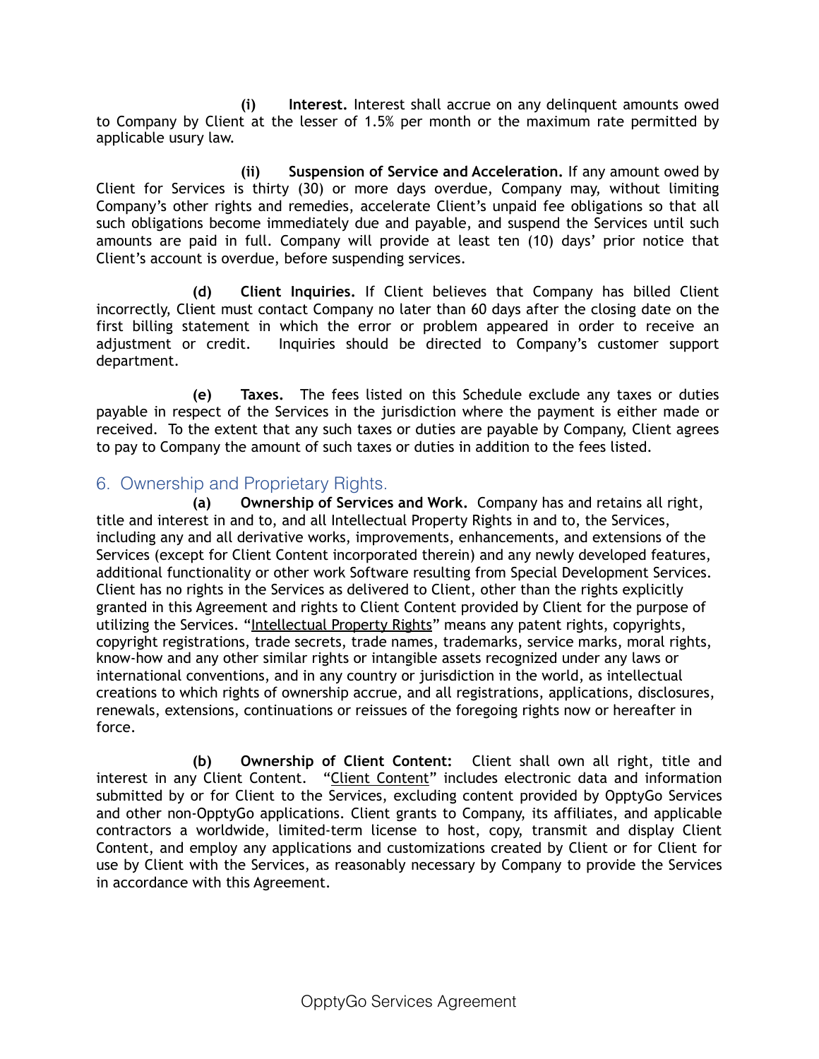**(i) Interest.** Interest shall accrue on any delinquent amounts owed to Company by Client at the lesser of 1.5% per month or the maximum rate permitted by applicable usury law.

**(ii) Suspension of Service and Acceleration.** If any amount owed by Client for Services is thirty (30) or more days overdue, Company may, without limiting Company's other rights and remedies, accelerate Client's unpaid fee obligations so that all such obligations become immediately due and payable, and suspend the Services until such amounts are paid in full. Company will provide at least ten (10) days' prior notice that Client's account is overdue, before suspending services.

**(d) Client Inquiries.** If Client believes that Company has billed Client incorrectly, Client must contact Company no later than 60 days after the closing date on the first billing statement in which the error or problem appeared in order to receive an adjustment or credit. Inquiries should be directed to Company's customer support department.

**(e) Taxes.** The fees listed on this Schedule exclude any taxes or duties payable in respect of the Services in the jurisdiction where the payment is either made or received. To the extent that any such taxes or duties are payable by Company, Client agrees to pay to Company the amount of such taxes or duties in addition to the fees listed.

## 6. Ownership and Proprietary Rights.

**(a) Ownership of Services and Work.** Company has and retains all right, title and interest in and to, and all Intellectual Property Rights in and to, the Services, including any and all derivative works, improvements, enhancements, and extensions of the Services (except for Client Content incorporated therein) and any newly developed features, additional functionality or other work Software resulting from Special Development Services. Client has no rights in the Services as delivered to Client, other than the rights explicitly granted in this Agreement and rights to Client Content provided by Client for the purpose of utilizing the Services. "Intellectual Property Rights" means any patent rights, copyrights, copyright registrations, trade secrets, trade names, trademarks, service marks, moral rights, know-how and any other similar rights or intangible assets recognized under any laws or international conventions, and in any country or jurisdiction in the world, as intellectual creations to which rights of ownership accrue, and all registrations, applications, disclosures, renewals, extensions, continuations or reissues of the foregoing rights now or hereafter in force.

**(b) Ownership of Client Content:** Client shall own all right, title and interest in any Client Content. "Client Content" includes electronic data and information submitted by or for Client to the Services, excluding content provided by OpptyGo Services and other non-OpptyGo applications. Client grants to Company, its affiliates, and applicable contractors a worldwide, limited-term license to host, copy, transmit and display Client Content, and employ any applications and customizations created by Client or for Client for use by Client with the Services, as reasonably necessary by Company to provide the Services in accordance with this Agreement.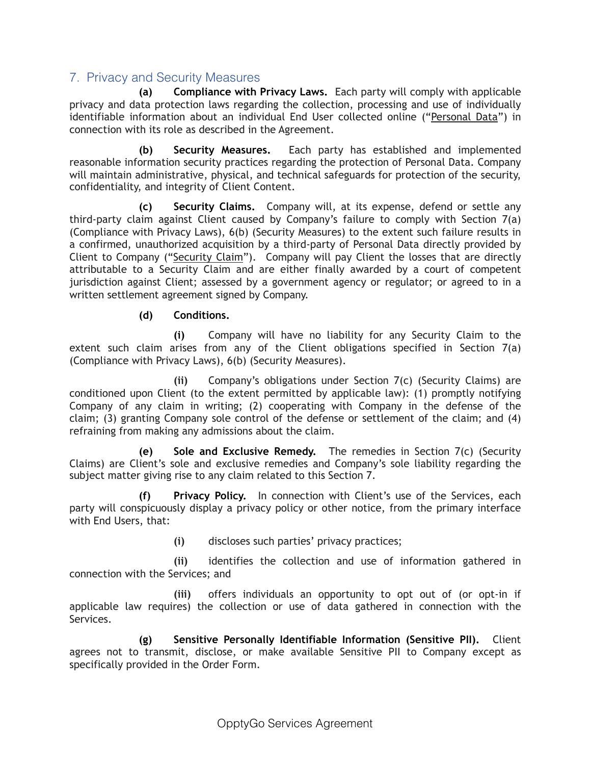## 7. Privacy and Security Measures

**(a) Compliance with Privacy Laws.** Each party will comply with applicable privacy and data protection laws regarding the collection, processing and use of individually identifiable information about an individual End User collected online ("Personal Data") in connection with its role as described in the Agreement.

**(b) Security Measures.** Each party has established and implemented reasonable information security practices regarding the protection of Personal Data. Company will maintain administrative, physical, and technical safeguards for protection of the security, confidentiality, and integrity of Client Content.

**(c) Security Claims.** Company will, at its expense, defend or settle any third-party claim against Client caused by Company's failure to comply with Section 7(a) (Compliance with Privacy Laws), 6(b) (Security Measures) to the extent such failure results in a confirmed, unauthorized acquisition by a third-party of Personal Data directly provided by Client to Company ("Security Claim"). Company will pay Client the losses that are directly attributable to a Security Claim and are either finally awarded by a court of competent jurisdiction against Client; assessed by a government agency or regulator; or agreed to in a written settlement agreement signed by Company.

**(d) Conditions.**

**(i)** Company will have no liability for any Security Claim to the extent such claim arises from any of the Client obligations specified in Section 7(a) (Compliance with Privacy Laws), 6(b) (Security Measures).

**(ii)** Company's obligations under Section 7(c) (Security Claims) are conditioned upon Client (to the extent permitted by applicable law): (1) promptly notifying Company of any claim in writing; (2) cooperating with Company in the defense of the claim; (3) granting Company sole control of the defense or settlement of the claim; and (4) refraining from making any admissions about the claim.

**(e) Sole and Exclusive Remedy.** The remedies in Section 7(c) (Security Claims) are Client's sole and exclusive remedies and Company's sole liability regarding the subject matter giving rise to any claim related to this Section 7.

**(f) Privacy Policy.** In connection with Client's use of the Services, each party will conspicuously display a privacy policy or other notice, from the primary interface with End Users, that:

**(i)** discloses such parties' privacy practices;

**(ii)** identifies the collection and use of information gathered in connection with the Services; and

**(iii)** offers individuals an opportunity to opt out of (or opt-in if applicable law requires) the collection or use of data gathered in connection with the Services.

**(g) Sensitive Personally Identifiable Information (Sensitive PII).** Client agrees not to transmit, disclose, or make available Sensitive PII to Company except as specifically provided in the Order Form.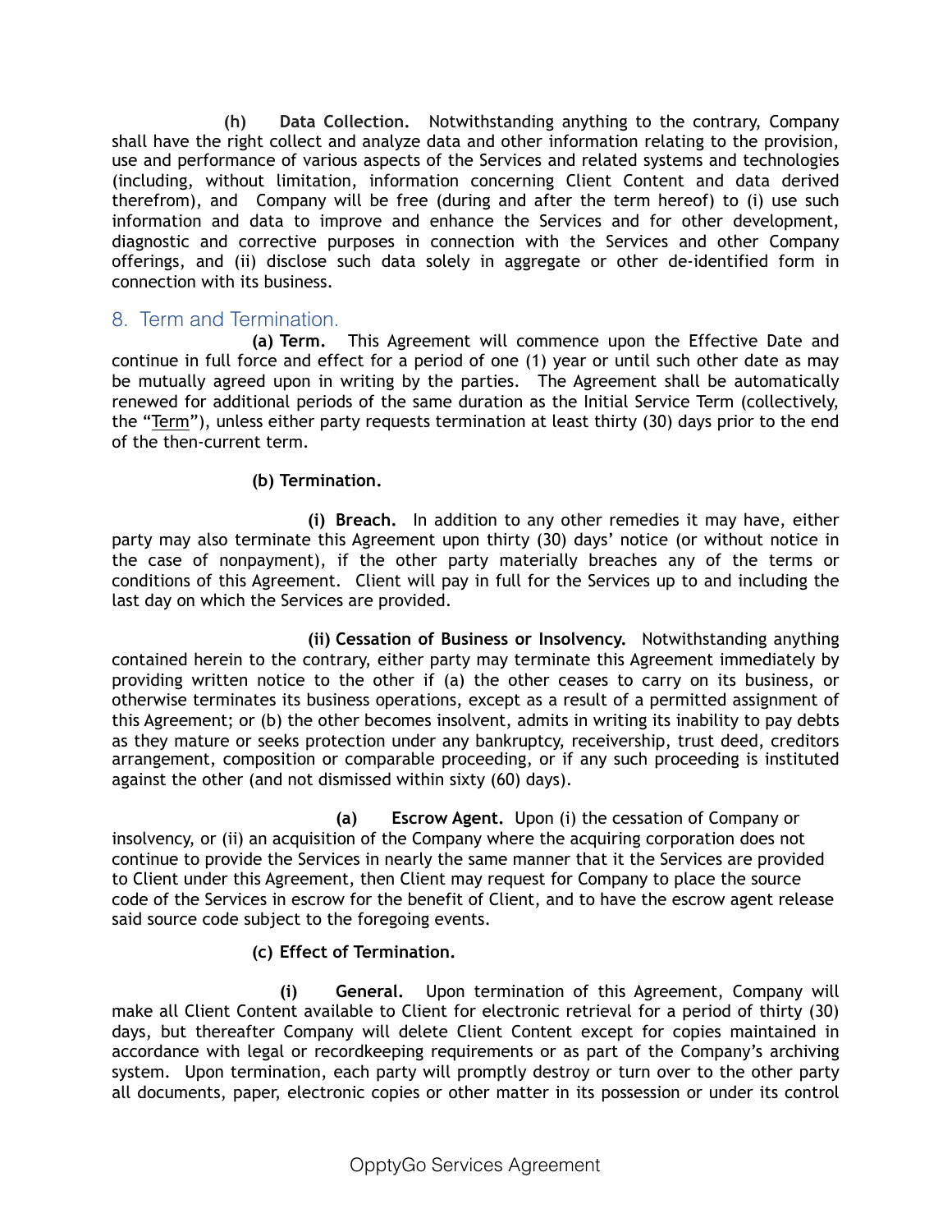**(h) Data Collection.** Notwithstanding anything to the contrary, Company shall have the right collect and analyze data and other information relating to the provision, use and performance of various aspects of the Services and related systems and technologies (including, without limitation, information concerning Client Content and data derived therefrom), and Company will be free (during and after the term hereof) to (i) use such information and data to improve and enhance the Services and for other development, diagnostic and corrective purposes in connection with the Services and other Company offerings, and (ii) disclose such data solely in aggregate or other de-identified form in connection with its business.

## 8. Term and Termination.

**(a) Term.** This Agreement will commence upon the Effective Date and continue in full force and effect for a period of one (1) year or until such other date as may be mutually agreed upon in writing by the parties. The Agreement shall be automatically renewed for additional periods of the same duration as the Initial Service Term (collectively, the "Term"), unless either party requests termination at least thirty (30) days prior to the end of the then-current term.

**(b) Termination.**

**(i) Breach.** In addition to any other remedies it may have, either party may also terminate this Agreement upon thirty (30) days' notice (or without notice in the case of nonpayment), if the other party materially breaches any of the terms or conditions of this Agreement. Client will pay in full for the Services up to and including the last day on which the Services are provided.

**(ii) Cessation of Business or Insolvency.** Notwithstanding anything contained herein to the contrary, either party may terminate this Agreement immediately by providing written notice to the other if (a) the other ceases to carry on its business, or otherwise terminates its business operations, except as a result of a permitted assignment of this Agreement; or (b) the other becomes insolvent, admits in writing its inability to pay debts as they mature or seeks protection under any bankruptcy, receivership, trust deed, creditors arrangement, composition or comparable proceeding, or if any such proceeding is instituted against the other (and not dismissed within sixty (60) days).

**(a) Escrow Agent.** Upon (i) the cessation of Company or insolvency, or (ii) an acquisition of the Company where the acquiring corporation does not continue to provide the Services in nearly the same manner that it the Services are provided to Client under this Agreement, then Client may request for Company to place the source code of the Services in escrow for the benefit of Client, and to have the escrow agent release said source code subject to the foregoing events.

**(c) Effect of Termination.**

**(i) General.** Upon termination of this Agreement, Company will make all Client Content available to Client for electronic retrieval for a period of thirty (30) days, but thereafter Company will delete Client Content except for copies maintained in accordance with legal or recordkeeping requirements or as part of the Company's archiving system. Upon termination, each party will promptly destroy or turn over to the other party all documents, paper, electronic copies or other matter in its possession or under its control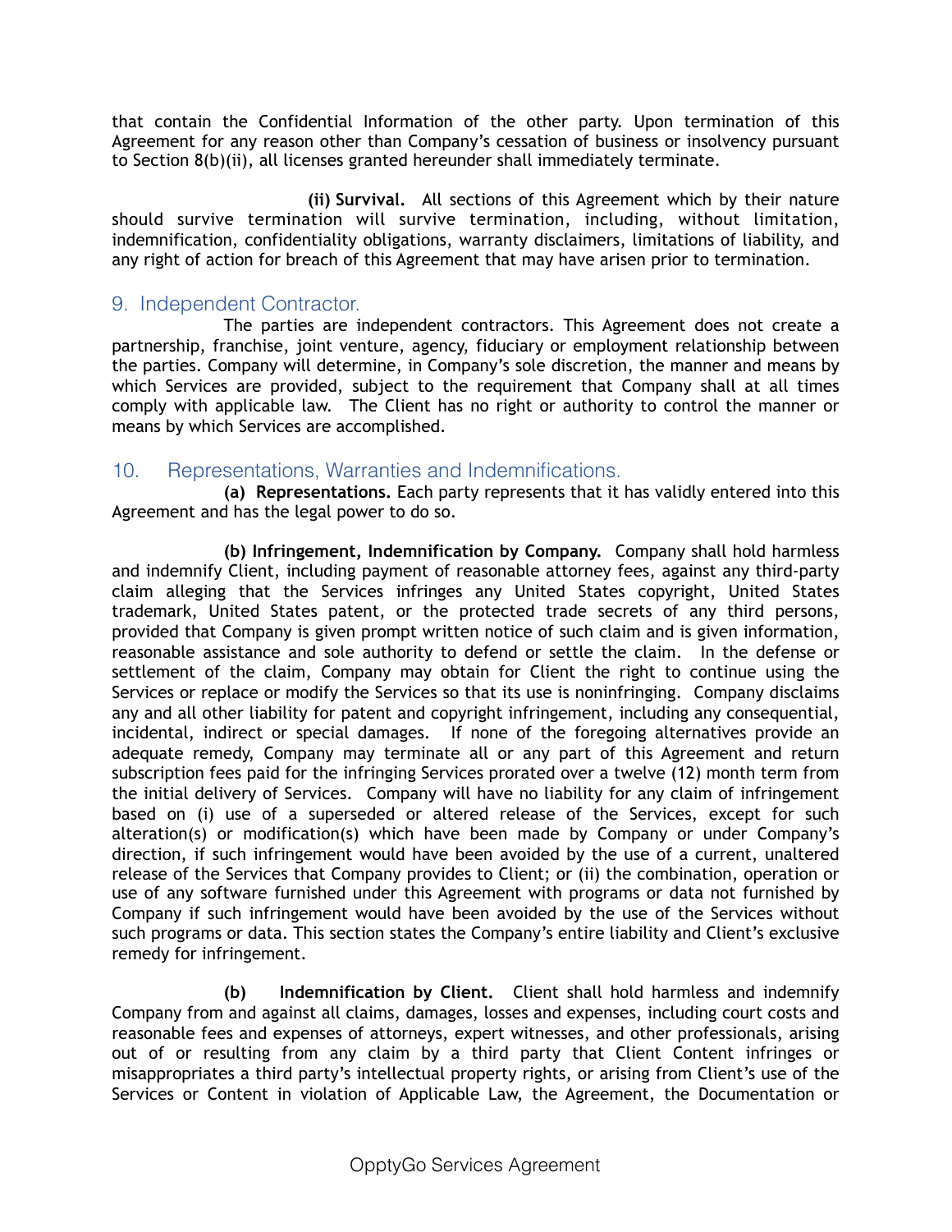that contain the Confidential Information of the other party. Upon termination of this Agreement for any reason other than Company's cessation of business or insolvency pursuant to Section 8(b)(ii), all licenses granted hereunder shall immediately terminate.

**(ii) Survival.** All sections of this Agreement which by their nature should survive termination will survive termination, including, without limitation, indemnification, confidentiality obligations, warranty disclaimers, limitations of liability, and any right of action for breach of this Agreement that may have arisen prior to termination.

## 9. Independent Contractor.

The parties are independent contractors. This Agreement does not create a partnership, franchise, joint venture, agency, fiduciary or employment relationship between the parties. Company will determine, in Company's sole discretion, the manner and means by which Services are provided, subject to the requirement that Company shall at all times comply with applicable law. The Client has no right or authority to control the manner or means by which Services are accomplished.

## 10. Representations, Warranties and Indemnifications.

**(a) Representations.** Each party represents that it has validly entered into this Agreement and has the legal power to do so.

**(b) Infringement, Indemnification by Company.** Company shall hold harmless and indemnify Client, including payment of reasonable attorney fees, against any third-party claim alleging that the Services infringes any United States copyright, United States trademark, United States patent, or the protected trade secrets of any third persons, provided that Company is given prompt written notice of such claim and is given information, reasonable assistance and sole authority to defend or settle the claim. In the defense or settlement of the claim, Company may obtain for Client the right to continue using the Services or replace or modify the Services so that its use is noninfringing. Company disclaims any and all other liability for patent and copyright infringement, including any consequential, incidental, indirect or special damages. If none of the foregoing alternatives provide an adequate remedy, Company may terminate all or any part of this Agreement and return subscription fees paid for the infringing Services prorated over a twelve (12) month term from the initial delivery of Services. Company will have no liability for any claim of infringement based on (i) use of a superseded or altered release of the Services, except for such alteration(s) or modification(s) which have been made by Company or under Company's direction, if such infringement would have been avoided by the use of a current, unaltered release of the Services that Company provides to Client; or (ii) the combination, operation or use of any software furnished under this Agreement with programs or data not furnished by Company if such infringement would have been avoided by the use of the Services without such programs or data. This section states the Company's entire liability and Client's exclusive remedy for infringement.

**(b) Indemnification by Client.** Client shall hold harmless and indemnify Company from and against all claims, damages, losses and expenses, including court costs and reasonable fees and expenses of attorneys, expert witnesses, and other professionals, arising out of or resulting from any claim by a third party that Client Content infringes or misappropriates a third party's intellectual property rights, or arising from Client's use of the Services or Content in violation of Applicable Law, the Agreement, the Documentation or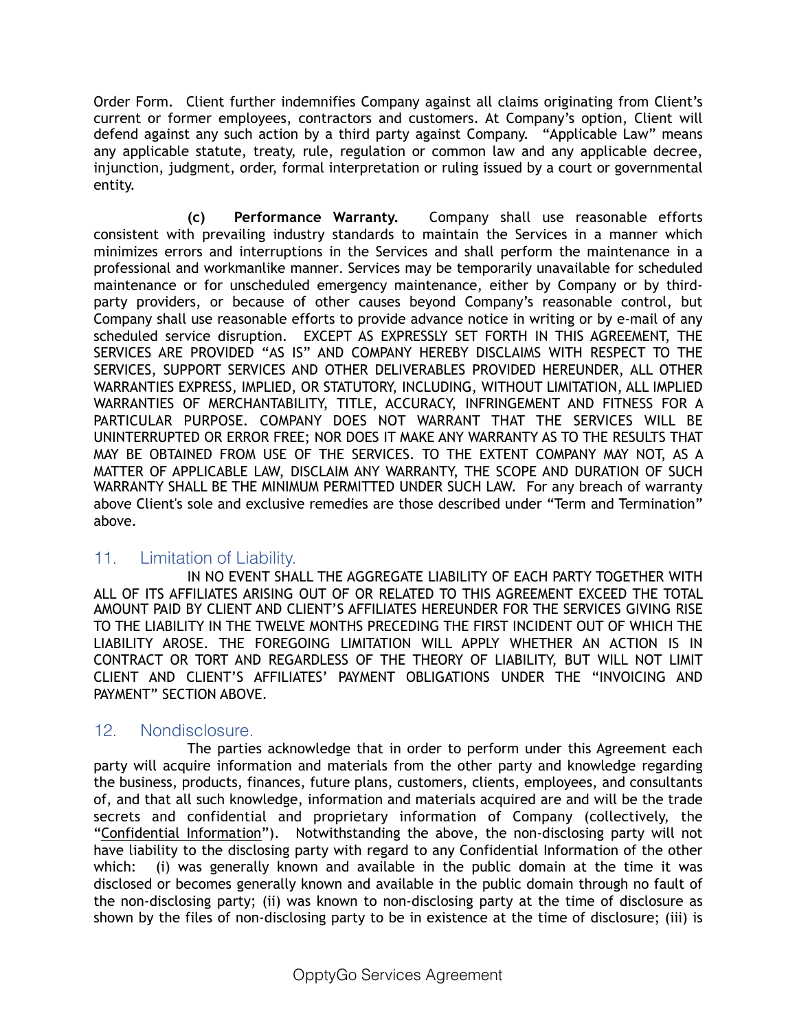Order Form. Client further indemnifies Company against all claims originating from Client's current or former employees, contractors and customers. At Company's option, Client will defend against any such action by a third party against Company. "Applicable Law" means any applicable statute, treaty, rule, regulation or common law and any applicable decree, injunction, judgment, order, formal interpretation or ruling issued by a court or governmental entity.

**(c) Performance Warranty.** Company shall use reasonable efforts consistent with prevailing industry standards to maintain the Services in a manner which minimizes errors and interruptions in the Services and shall perform the maintenance in a professional and workmanlike manner. Services may be temporarily unavailable for scheduled maintenance or for unscheduled emergency maintenance, either by Company or by third-party providers, or because of other causes beyond Company's reasonable control, but Company shall use reasonable efforts to provide advance notice in writing or by e-mail of any scheduled service disruption. EXCEPT AS EXPRESSLY SET FORTH IN THIS AGREEMENT, THE SERVICES ARE PROVIDED "AS IS" AND COMPANY HEREBY DISCLAIMS WITH RESPECT TO THE SERVICES, SUPPORT SERVICES AND OTHER DELIVERABLES PROVIDED HEREUNDER, ALL OTHER WARRANTIES EXPRESS, IMPLIED, OR STATUTORY, INCLUDING, WITHOUT LIMITATION, ALL IMPLIED WARRANTIES OF MERCHANTABILITY, TITLE, ACCURACY, INFRINGEMENT AND FITNESS FOR A PARTICULAR PURPOSE. COMPANY DOES NOT WARRANT THAT THE SERVICES WILL BE UNINTERRUPTED OR ERROR FREE; NOR DOES IT MAKE ANY WARRANTY AS TO THE RESULTS THAT MAY BE OBTAINED FROM USE OF THE SERVICES. TO THE EXTENT COMPANY MAY NOT, AS A MATTER OF APPLICABLE LAW, DISCLAIM ANY WARRANTY, THE SCOPE AND DURATION OF SUCH WARRANTY SHALL BE THE MINIMUM PERMITTED UNDER SUCH LAW. For any breach of warranty above Client's sole and exclusive remedies are those described under "Term and Termination" above.

## 11. Limitation of Liability.

IN NO EVENT SHALL THE AGGREGATE LIABILITY OF EACH PARTY TOGETHER WITH ALL OF ITS AFFILIATES ARISING OUT OF OR RELATED TO THIS AGREEMENT EXCEED THE TOTAL AMOUNT PAID BY CLIENT AND CLIENT'S AFFILIATES HEREUNDER FOR THE SERVICES GIVING RISE TO THE LIABILITY IN THE TWELVE MONTHS PRECEDING THE FIRST INCIDENT OUT OF WHICH THE LIABILITY AROSE. THE FOREGOING LIMITATION WILL APPLY WHETHER AN ACTION IS IN CONTRACT OR TORT AND REGARDLESS OF THE THEORY OF LIABILITY, BUT WILL NOT LIMIT CLIENT AND CLIENT'S AFFILIATES' PAYMENT OBLIGATIONS UNDER THE "INVOICING AND PAYMENT" SECTION ABOVE.

## 12. Nondisclosure.

The parties acknowledge that in order to perform under this Agreement each party will acquire information and materials from the other party and knowledge regarding the business, products, finances, future plans, customers, clients, employees, and consultants of, and that all such knowledge, information and materials acquired are and will be the trade secrets and confidential and proprietary information of Company (collectively, the "Confidential Information"). Notwithstanding the above, the non-disclosing party will not have liability to the disclosing party with regard to any Confidential Information of the other which: (i) was generally known and available in the public domain at the time it was disclosed or becomes generally known and available in the public domain through no fault of the non-disclosing party; (ii) was known to non-disclosing party at the time of disclosure as shown by the files of non-disclosing party to be in existence at the time of disclosure; (iii) is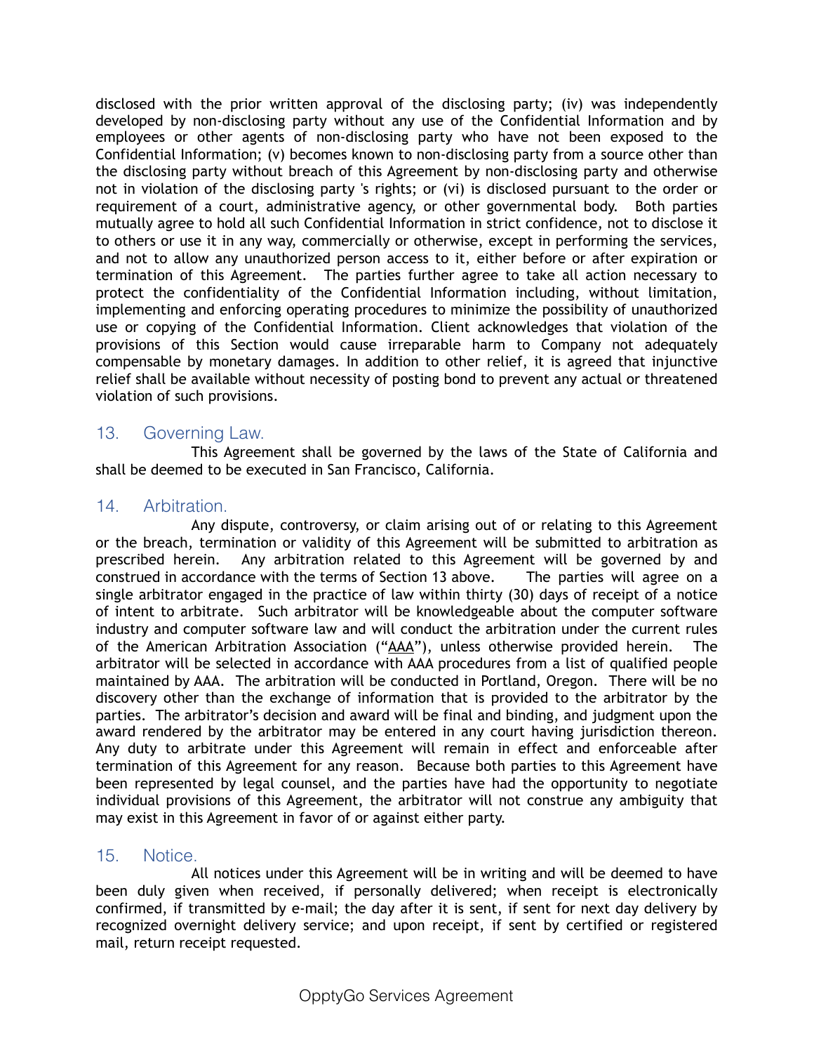disclosed with the prior written approval of the disclosing party; (iv) was independently developed by non-disclosing party without any use of the Confidential Information and by employees or other agents of non-disclosing party who have not been exposed to the Confidential Information; (v) becomes known to non-disclosing party from a source other than the disclosing party without breach of this Agreement by non-disclosing party and otherwise not in violation of the disclosing party 's rights; or (vi) is disclosed pursuant to the order or requirement of a court, administrative agency, or other governmental body. Both parties mutually agree to hold all such Confidential Information in strict confidence, not to disclose it to others or use it in any way, commercially or otherwise, except in performing the services, and not to allow any unauthorized person access to it, either before or after expiration or termination of this Agreement. The parties further agree to take all action necessary to protect the confidentiality of the Confidential Information including, without limitation, implementing and enforcing operating procedures to minimize the possibility of unauthorized use or copying of the Confidential Information. Client acknowledges that violation of the provisions of this Section would cause irreparable harm to Company not adequately compensable by monetary damages. In addition to other relief, it is agreed that injunctive relief shall be available without necessity of posting bond to prevent any actual or threatened violation of such provisions.

## 13. Governing Law.

This Agreement shall be governed by the laws of the State of California and shall be deemed to be executed in San Francisco, California.

## 14. Arbitration.

Any dispute, controversy, or claim arising out of or relating to this Agreement or the breach, termination or validity of this Agreement will be submitted to arbitration as prescribed herein. Any arbitration related to this Agreement will be governed by and construed in accordance with the terms of Section 13 above. The parties will agree on a single arbitrator engaged in the practice of law within thirty (30) days of receipt of a notice of intent to arbitrate. Such arbitrator will be knowledgeable about the computer software industry and computer software law and will conduct the arbitration under the current rules of the American Arbitration Association ("AAA"), unless otherwise provided herein. The arbitrator will be selected in accordance with AAA procedures from a list of qualified people maintained by AAA. The arbitration will be conducted in Portland, Oregon. There will be no discovery other than the exchange of information that is provided to the arbitrator by the parties. The arbitrator's decision and award will be final and binding, and judgment upon the award rendered by the arbitrator may be entered in any court having jurisdiction thereon. Any duty to arbitrate under this Agreement will remain in effect and enforceable after termination of this Agreement for any reason. Because both parties to this Agreement have been represented by legal counsel, and the parties have had the opportunity to negotiate individual provisions of this Agreement, the arbitrator will not construe any ambiguity that may exist in this Agreement in favor of or against either party.

## 15. Notice.

All notices under this Agreement will be in writing and will be deemed to have been duly given when received, if personally delivered; when receipt is electronically confirmed, if transmitted by e-mail; the day after it is sent, if sent for next day delivery by recognized overnight delivery service; and upon receipt, if sent by certified or registered mail, return receipt requested.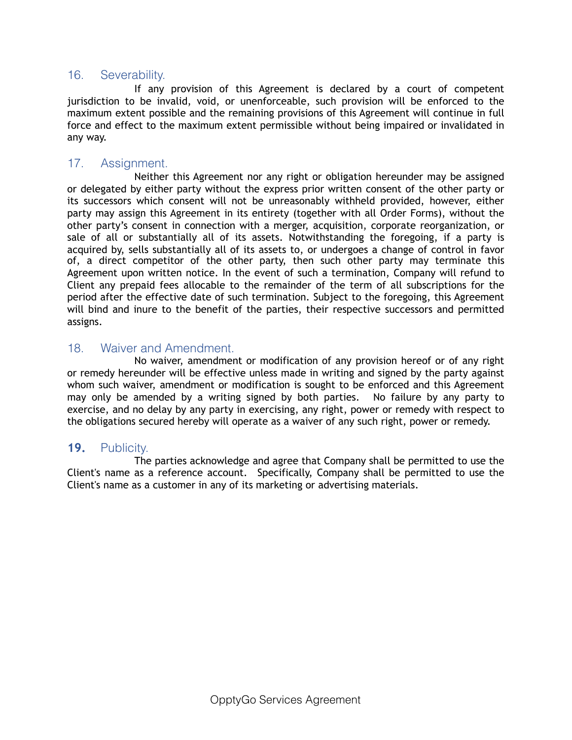## 16. Severability.

If any provision of this Agreement is declared by a court of competent jurisdiction to be invalid, void, or unenforceable, such provision will be enforced to the maximum extent possible and the remaining provisions of this Agreement will continue in full force and effect to the maximum extent permissible without being impaired or invalidated in any way.

## 17. Assignment.

Neither this Agreement nor any right or obligation hereunder may be assigned or delegated by either party without the express prior written consent of the other party or its successors which consent will not be unreasonably withheld provided, however, either party may assign this Agreement in its entirety (together with all Order Forms), without the other party's consent in connection with a merger, acquisition, corporate reorganization, or sale of all or substantially all of its assets. Notwithstanding the foregoing, if a party is acquired by, sells substantially all of its assets to, or undergoes a change of control in favor of, a direct competitor of the other party, then such other party may terminate this Agreement upon written notice. In the event of such a termination, Company will refund to Client any prepaid fees allocable to the remainder of the term of all subscriptions for the period after the effective date of such termination. Subject to the foregoing, this Agreement will bind and inure to the benefit of the parties, their respective successors and permitted assigns.

## 18. Waiver and Amendment.

No waiver, amendment or modification of any provision hereof or of any right or remedy hereunder will be effective unless made in writing and signed by the party against whom such waiver, amendment or modification is sought to be enforced and this Agreement may only be amended by a writing signed by both parties. No failure by any party to exercise, and no delay by any party in exercising, any right, power or remedy with respect to the obligations secured hereby will operate as a waiver of any such right, power or remedy.

## **19.** Publicity.

The parties acknowledge and agree that Company shall be permitted to use the Client's name as a reference account. Specifically, Company shall be permitted to use the Client's name as a customer in any of its marketing or advertising materials.